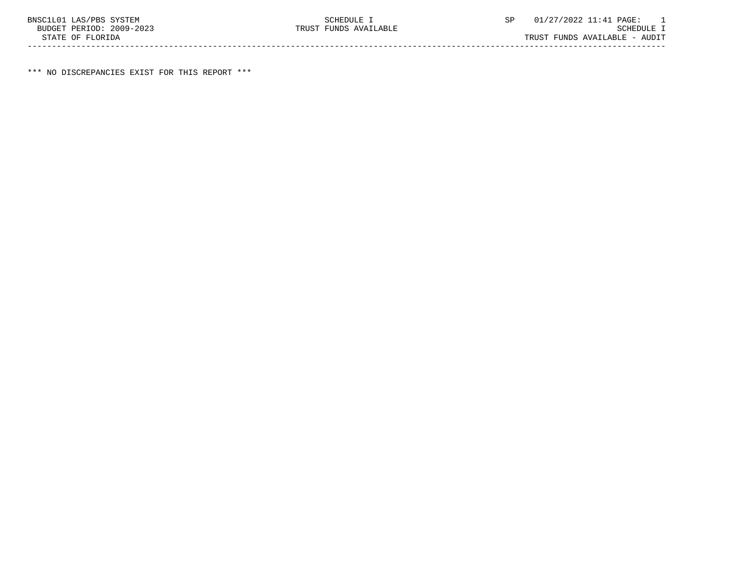BNSC1L01 LAS/PBS SYSTEM  
BUDGET PERIOD: 2009-2023  
STATE OF FLORIDA

SCHEDULE I  
TRUST FUNDS AVAILABLE

SP 01/27/2022 11:41

SCHEDULE I  
TRUST FUNDS AVAILABLE - AUDIT

---

*** NO DISCREPANCIES EXIST FOR THIS REPORT ***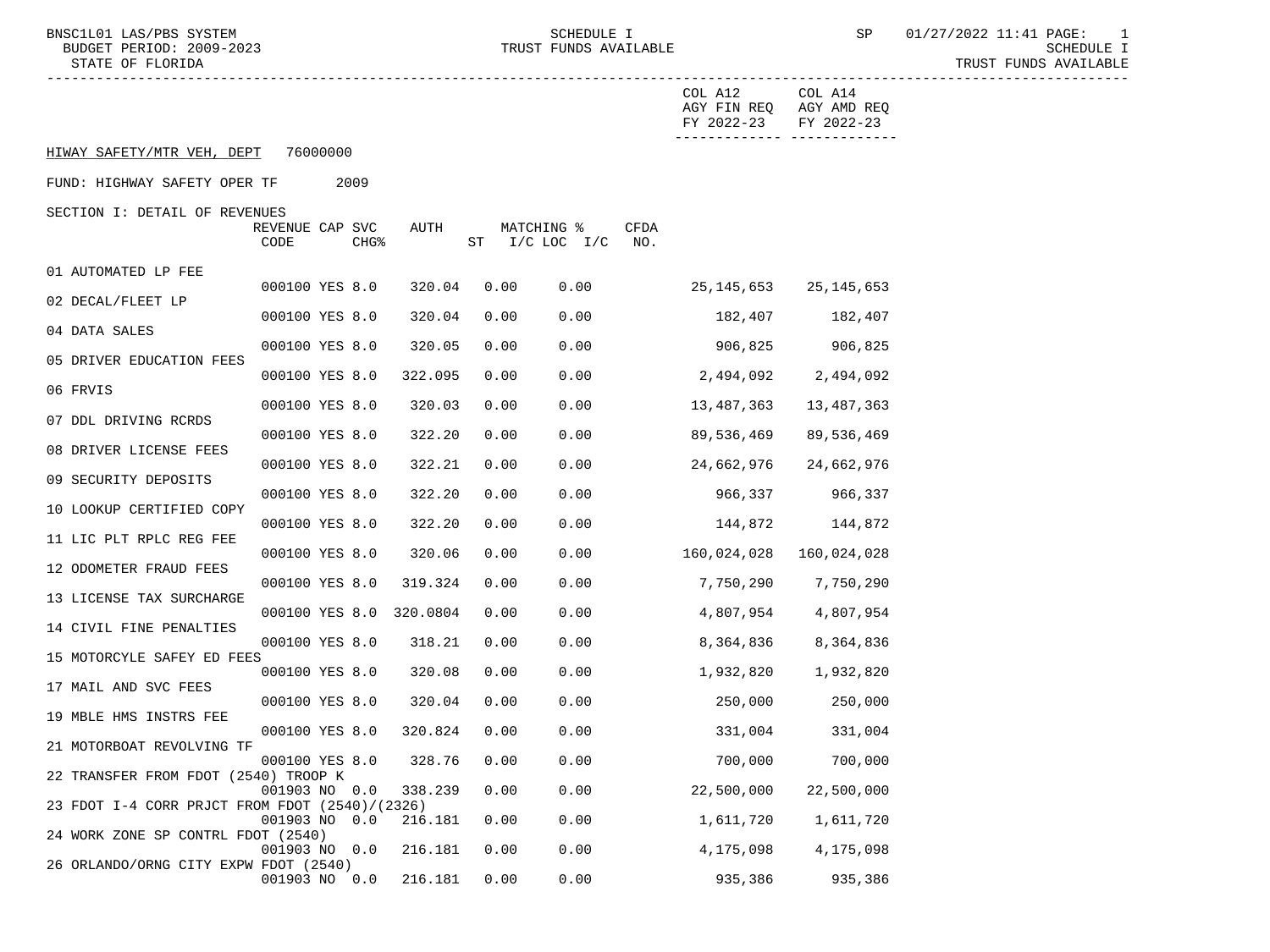## HIWAY SAFETY/MTR VEH, DEPT 76000000

FUND: HIGHWAY SAFETY OPER TF 2009

SECTION I: DETAIL OF REVENUES

| | REVENUE CODE | CAP | SVC CHG% | AUTH ST | MATCHING % I/C | LOC I/C | CFDA NO. | COL A12 AGY FIN REQ FY 2022-23 | COL A14 AGY AMD REQ FY 2022-23 |
|---|---|---|---|---|---|---|---|---|---|
| 01 AUTOMATED LP FEE | 000100 | YES | 8.0 | 320.04 | 0.00 | 0.00 | | 25,145,653 | 25,145,653 |
| 02 DECAL/FLEET LP | 000100 | YES | 8.0 | 320.04 | 0.00 | 0.00 | | 182,407 | 182,407 |
| 04 DATA SALES | 000100 | YES | 8.0 | 320.05 | 0.00 | 0.00 | | 906,825 | 906,825 |
| 05 DRIVER EDUCATION FEES | 000100 | YES | 8.0 | 322.095 | 0.00 | 0.00 | | 2,494,092 | 2,494,092 |
| 06 FRVIS | 000100 | YES | 8.0 | 320.03 | 0.00 | 0.00 | | 13,487,363 | 13,487,363 |
| 07 DDL DRIVING RCRDS | 000100 | YES | 8.0 | 322.20 | 0.00 | 0.00 | | 89,536,469 | 89,536,469 |
| 08 DRIVER LICENSE FEES | 000100 | YES | 8.0 | 322.21 | 0.00 | 0.00 | | 24,662,976 | 24,662,976 |
| 09 SECURITY DEPOSITS | 000100 | YES | 8.0 | 322.20 | 0.00 | 0.00 | | 966,337 | 966,337 |
| 10 LOOKUP CERTIFIED COPY | 000100 | YES | 8.0 | 322.20 | 0.00 | 0.00 | | 144,872 | 144,872 |
| 11 LIC PLT RPLC REG FEE | 000100 | YES | 8.0 | 320.06 | 0.00 | 0.00 | | 160,024,028 | 160,024,028 |
| 12 ODOMETER FRAUD FEES | 000100 | YES | 8.0 | 319.324 | 0.00 | 0.00 | | 7,750,290 | 7,750,290 |
| 13 LICENSE TAX SURCHARGE | 000100 | YES | 8.0 | 320.0804 | 0.00 | 0.00 | | 4,807,954 | 4,807,954 |
| 14 CIVIL FINE PENALTIES | 000100 | YES | 8.0 | 318.21 | 0.00 | 0.00 | | 8,364,836 | 8,364,836 |
| 15 MOTORCYLE SAFEY ED FEES | 000100 | YES | 8.0 | 320.08 | 0.00 | 0.00 | | 1,932,820 | 1,932,820 |
| 17 MAIL AND SVC FEES | 000100 | YES | 8.0 | 320.04 | 0.00 | 0.00 | | 250,000 | 250,000 |
| 19 MBLE HMS INSTRS FEE | 000100 | YES | 8.0 | 320.824 | 0.00 | 0.00 | | 331,004 | 331,004 |
| 21 MOTORBOAT REVOLVING TF | 000100 | YES | 8.0 | 328.76 | 0.00 | 0.00 | | 700,000 | 700,000 |
| 22 TRANSFER FROM FDOT (2540) TROOP K | 001903 | NO | 0.0 | 338.239 | 0.00 | 0.00 | | 22,500,000 | 22,500,000 |
| 23 FDOT I-4 CORR PRJCT FROM FDOT (2540)/(2326) | 001903 | NO | 0.0 | 216.181 | 0.00 | 0.00 | | 1,611,720 | 1,611,720 |
| 24 WORK ZONE SP CONTRL FDOT (2540) | 001903 | NO | 0.0 | 216.181 | 0.00 | 0.00 | | 4,175,098 | 4,175,098 |
| 26 ORLANDO/ORNG CITY EXPW FDOT (2540) | 001903 | NO | 0.0 | 216.181 | 0.00 | 0.00 | | 935,386 | 935,386 |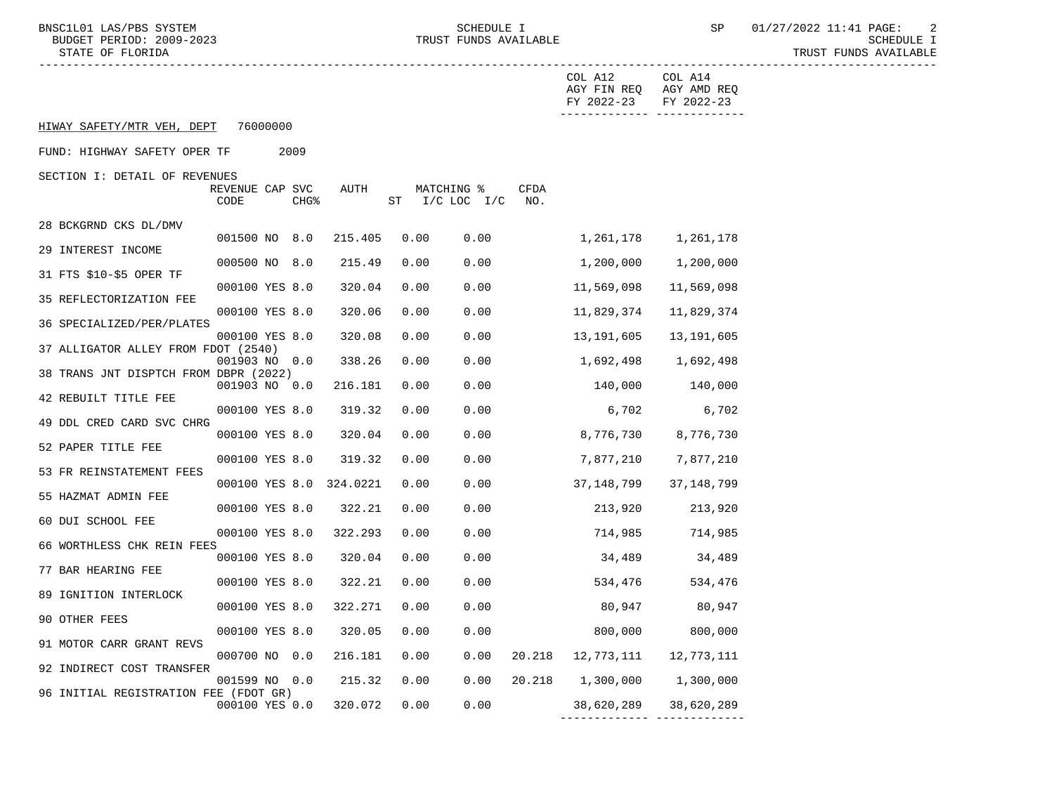HIWAY SAFETY/MTR VEH, DEPT 76000000

FUND: HIGHWAY SAFETY OPER TF 2009

SECTION I: DETAIL OF REVENUES

| | REVENUE CODE | CAP | SVC CHG% | AUTH | MATCHING % ST | I/C LOC I/C | CFDA NO. | COL A12 AGY FIN REQ FY 2022-23 | COL A14 AGY AMD REQ FY 2022-23 |
|---|---|---|---|---|---|---|---|---|---|
| 28 BCKGRND CKS DL/DMV | 001500 | NO | 8.0 | 215.405 | 0.00 | 0.00 | | 1,261,178 | 1,261,178 |
| 29 INTEREST INCOME | 000500 | NO | 8.0 | 215.49 | 0.00 | 0.00 | | 1,200,000 | 1,200,000 |
| 31 FTS $10-$5 OPER TF | 000100 | YES | 8.0 | 320.04 | 0.00 | 0.00 | | 11,569,098 | 11,569,098 |
| 35 REFLECTORIZATION FEE | 000100 | YES | 8.0 | 320.06 | 0.00 | 0.00 | | 11,829,374 | 11,829,374 |
| 36 SPECIALIZED/PER/PLATES | 000100 | YES | 8.0 | 320.08 | 0.00 | 0.00 | | 13,191,605 | 13,191,605 |
| 37 ALLIGATOR ALLEY FROM FDOT (2540) | 001903 | NO | 0.0 | 338.26 | 0.00 | 0.00 | | 1,692,498 | 1,692,498 |
| 38 TRANS JNT DISPTCH FROM DBPR (2022) | 001903 | NO | 0.0 | 216.181 | 0.00 | 0.00 | | 140,000 | 140,000 |
| 42 REBUILT TITLE FEE | 000100 | YES | 8.0 | 319.32 | 0.00 | 0.00 | | 6,702 | 6,702 |
| 49 DDL CRED CARD SVC CHRG | 000100 | YES | 8.0 | 320.04 | 0.00 | 0.00 | | 8,776,730 | 8,776,730 |
| 52 PAPER TITLE FEE | 000100 | YES | 8.0 | 319.32 | 0.00 | 0.00 | | 7,877,210 | 7,877,210 |
| 53 FR REINSTATEMENT FEES | 000100 | YES | 8.0 | 324.0221 | 0.00 | 0.00 | | 37,148,799 | 37,148,799 |
| 55 HAZMAT ADMIN FEE | 000100 | YES | 8.0 | 322.21 | 0.00 | 0.00 | | 213,920 | 213,920 |
| 60 DUI SCHOOL FEE | 000100 | YES | 8.0 | 322.293 | 0.00 | 0.00 | | 714,985 | 714,985 |
| 66 WORTHLESS CHK REIN FEES | 000100 | YES | 8.0 | 320.04 | 0.00 | 0.00 | | 34,489 | 34,489 |
| 77 BAR HEARING FEE | 000100 | YES | 8.0 | 322.21 | 0.00 | 0.00 | | 534,476 | 534,476 |
| 89 IGNITION INTERLOCK | 000100 | YES | 8.0 | 322.271 | 0.00 | 0.00 | | 80,947 | 80,947 |
| 90 OTHER FEES | 000100 | YES | 8.0 | 320.05 | 0.00 | 0.00 | | 800,000 | 800,000 |
| 91 MOTOR CARR GRANT REVS | 000700 | NO | 0.0 | 216.181 | 0.00 | 0.00 | 20.218 | 12,773,111 | 12,773,111 |
| 92 INDIRECT COST TRANSFER | 001599 | NO | 0.0 | 215.32 | 0.00 | 0.00 | 20.218 | 1,300,000 | 1,300,000 |
| 96 INITIAL REGISTRATION FEE (FDOT GR) | 000100 | YES | 0.0 | 320.072 | 0.00 | 0.00 | | 38,620,289 | 38,620,289 |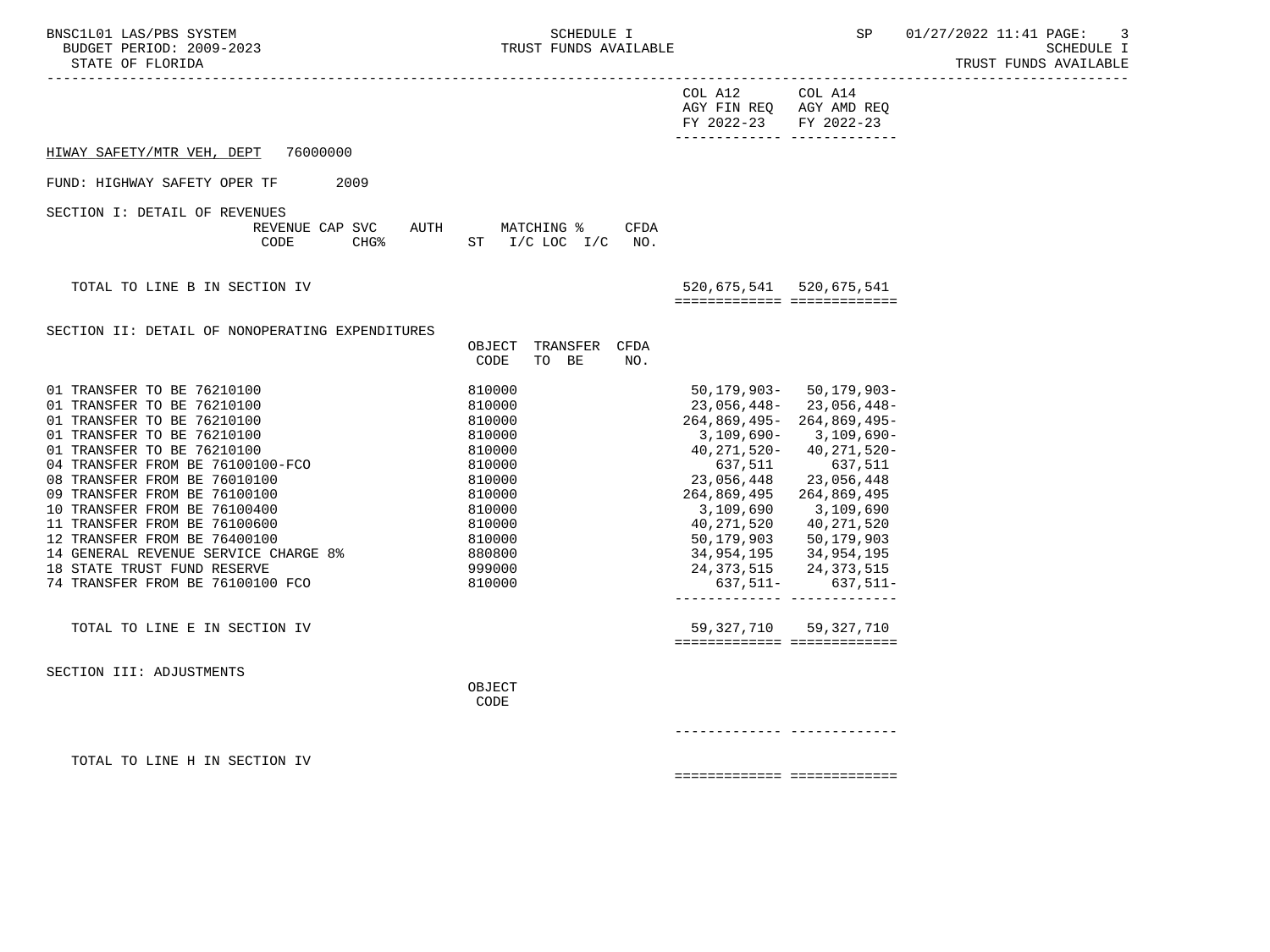BNSC1L01 LAS/PBS SYSTEM
BUDGET PERIOD: 2009-2023
STATE OF FLORIDA

SCHEDULE I
TRUST FUNDS AVAILABLE

SP 01/27/2022 11:41

SCHEDULE I
TRUST FUNDS AVAILABLE

| | | COL A12 AGY FIN REQ FY 2022-23 | COL A14 AGY AMD REQ FY 2022-23 |
|---|---|---|---|

HIWAY SAFETY/MTR VEH, DEPT 76000000

FUND: HIGHWAY SAFETY OPER TF 2009

## SECTION I: DETAIL OF REVENUES

| REVENUE CODE | CAP SVC CHG% | AUTH ST | MATCHING % I/C LOC I/C | CFDA NO. | COL A12 | COL A14 |
|---|---|---|---|---|---|---|
| TOTAL TO LINE B IN SECTION IV | | | | | 520,675,541 | 520,675,541 |

## SECTION II: DETAIL OF NONOPERATING EXPENDITURES

| | OBJECT CODE | TRANSFER TO BE | CFDA NO. | COL A12 | COL A14 |
|---|---|---|---|---|---|
| 01 TRANSFER TO BE 76210100 | 810000 | | | 50,179,903- | 50,179,903- |
| 01 TRANSFER TO BE 76210100 | 810000 | | | 23,056,448- | 23,056,448- |
| 01 TRANSFER TO BE 76210100 | 810000 | | | 264,869,495- | 264,869,495- |
| 01 TRANSFER TO BE 76210100 | 810000 | | | 3,109,690- | 3,109,690- |
| 01 TRANSFER TO BE 76210100 | 810000 | | | 40,271,520- | 40,271,520- |
| 04 TRANSFER FROM BE 76100100-FCO | 810000 | | | 637,511 | 637,511 |
| 08 TRANSFER FROM BE 76010100 | 810000 | | | 23,056,448 | 23,056,448 |
| 09 TRANSFER FROM BE 76100100 | 810000 | | | 264,869,495 | 264,869,495 |
| 10 TRANSFER FROM BE 76100400 | 810000 | | | 3,109,690 | 3,109,690 |
| 11 TRANSFER FROM BE 76100600 | 810000 | | | 40,271,520 | 40,271,520 |
| 12 TRANSFER FROM BE 76400100 | 810000 | | | 50,179,903 | 50,179,903 |
| 14 GENERAL REVENUE SERVICE CHARGE 8% | 880800 | | | 34,954,195 | 34,954,195 |
| 18 STATE TRUST FUND RESERVE | 999000 | | | 24,373,515 | 24,373,515 |
| 74 TRANSFER FROM BE 76100100 FCO | 810000 | | | 637,511- | 637,511- |
| TOTAL TO LINE E IN SECTION IV | | | | 59,327,710 | 59,327,710 |

## SECTION III: ADJUSTMENTS

| | OBJECT CODE | COL A12 | COL A14 |
|---|---|---|---|
| TOTAL TO LINE H IN SECTION IV | | | |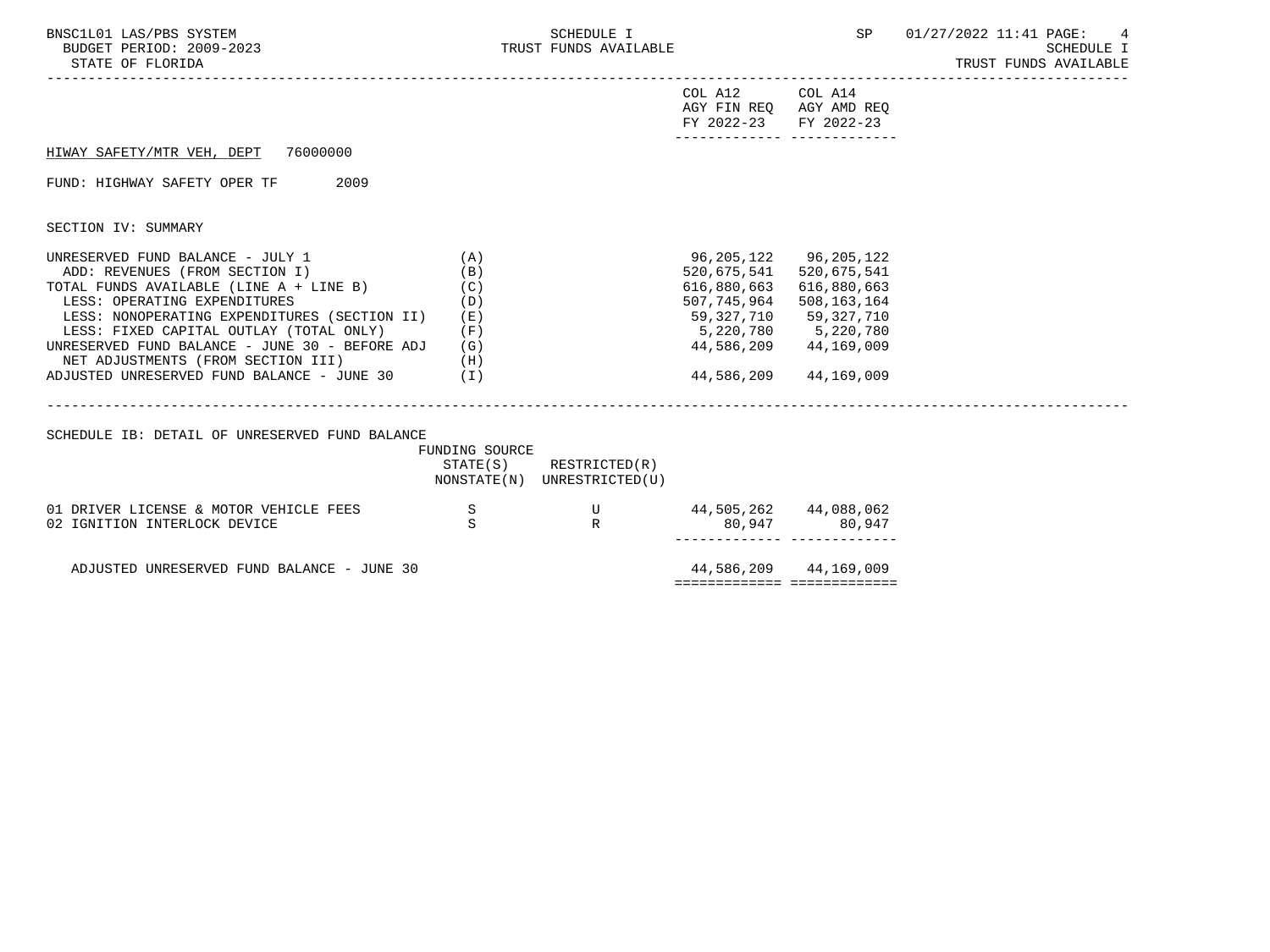| | | COL A12 AGY FIN REQ FY 2022-23 | COL A14 AGY AMD REQ FY 2022-23 |
|---|---|---|---|

HIWAY SAFETY/MTR VEH, DEPT 76000000

FUND: HIGHWAY SAFETY OPER TF 2009

SECTION IV: SUMMARY

| | | COL A12 AGY FIN REQ FY 2022-23 | COL A14 AGY AMD REQ FY 2022-23 |
|---|---|---|---|
| UNRESERVED FUND BALANCE - JULY 1 | (A) | 96,205,122 | 96,205,122 |
| ADD: REVENUES (FROM SECTION I) | (B) | 520,675,541 | 520,675,541 |
| TOTAL FUNDS AVAILABLE (LINE A + LINE B) | (C) | 616,880,663 | 616,880,663 |
| LESS: OPERATING EXPENDITURES | (D) | 507,745,964 | 508,163,164 |
| LESS: NONOPERATING EXPENDITURES (SECTION II) | (E) | 59,327,710 | 59,327,710 |
| LESS: FIXED CAPITAL OUTLAY (TOTAL ONLY) | (F) | 5,220,780 | 5,220,780 |
| UNRESERVED FUND BALANCE - JUNE 30 - BEFORE ADJ | (G) | 44,586,209 | 44,169,009 |
| NET ADJUSTMENTS (FROM SECTION III) | (H) | | |
| ADJUSTED UNRESERVED FUND BALANCE - JUNE 30 | (I) | 44,586,209 | 44,169,009 |

SCHEDULE IB: DETAIL OF UNRESERVED FUND BALANCE

| | FUNDING SOURCE STATE(S) NONSTATE(N) | RESTRICTED(R) UNRESTRICTED(U) | COL A12 | COL A14 |
|---|---|---|---|---|
| 01 DRIVER LICENSE & MOTOR VEHICLE FEES | S | U | 44,505,262 | 44,088,062 |
| 02 IGNITION INTERLOCK DEVICE | S | R | 80,947 | 80,947 |
| ADJUSTED UNRESERVED FUND BALANCE - JUNE 30 | | | 44,586,209 | 44,169,009 |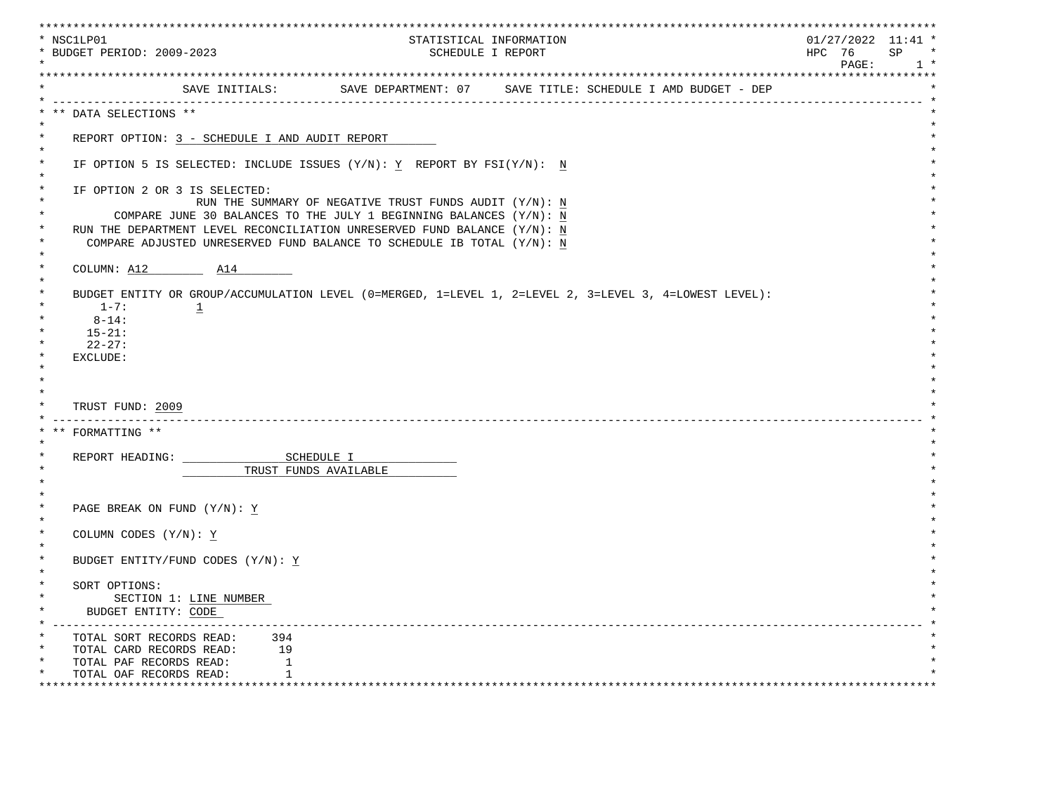```
NSC1LP01                                   STATISTICAL INFORMATION                                01/27/2022  11:41
BUDGET PERIOD: 2009-2023                      SCHEDULE I REPORT                                   HPC  76     SP
                                                                                                      PAGE:      1

         SAVE INITIALS:         SAVE DEPARTMENT: 07     SAVE TITLE: SCHEDULE I AMD BUDGET - DEP
---------------------------------------------------------------------------------------------------------------
** DATA SELECTIONS **

   REPORT OPTION: 3 - SCHEDULE I AND AUDIT REPORT

   IF OPTION 5 IS SELECTED: INCLUDE ISSUES (Y/N): Y  REPORT BY FSI(Y/N):  N

   IF OPTION 2 OR 3 IS SELECTED:
                    RUN THE SUMMARY OF NEGATIVE TRUST FUNDS AUDIT (Y/N): N
          COMPARE JUNE 30 BALANCES TO THE JULY 1 BEGINNING BALANCES (Y/N): N
   RUN THE DEPARTMENT LEVEL RECONCILIATION UNRESERVED FUND BALANCE (Y/N): N
     COMPARE ADJUSTED UNRESERVED FUND BALANCE TO SCHEDULE IB TOTAL (Y/N): N

   COLUMN: A12         A14

   BUDGET ENTITY OR GROUP/ACCUMULATION LEVEL (0=MERGED, 1=LEVEL 1, 2=LEVEL 2, 3=LEVEL 3, 4=LOWEST LEVEL):
       1-7:          1
      8-14:
     15-21:
     22-27:
   EXCLUDE:



   TRUST FUND: 2009
---------------------------------------------------------------------------------------------------------------
** FORMATTING **

   REPORT HEADING:               SCHEDULE I
                            TRUST FUNDS AVAILABLE


   PAGE BREAK ON FUND (Y/N): Y

   COLUMN CODES (Y/N): Y

   BUDGET ENTITY/FUND CODES (Y/N): Y

   SORT OPTIONS:
         SECTION 1: LINE NUMBER
     BUDGET ENTITY: CODE
---------------------------------------------------------------------------------------------------------------
   TOTAL SORT RECORDS READ:     394
   TOTAL CARD RECORDS READ:      19
   TOTAL PAF RECORDS READ:        1
   TOTAL OAF RECORDS READ:        1
```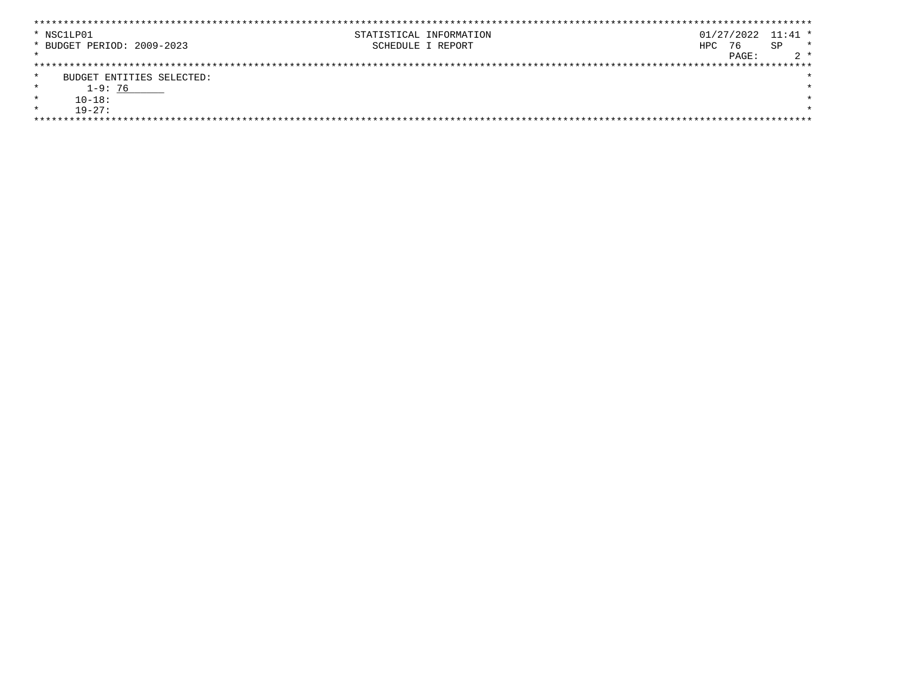```
*******************************************************************************************************************************
* NSC1LP01                                            STATISTICAL INFORMATION                                  01/27/2022  11:41 *
* BUDGET PERIOD: 2009-2023                               SCHEDULE I REPORT                                     HPC  76     SP     *
*                                                                                                                  PAGE:      2 *
*******************************************************************************************************************************
*    BUDGET ENTITIES SELECTED:                                                                                                 *
*       1-9: 76______                                                                                                           *
*      10-18:                                                                                                                   *
*      19-27:                                                                                                                   *
*******************************************************************************************************************************
```